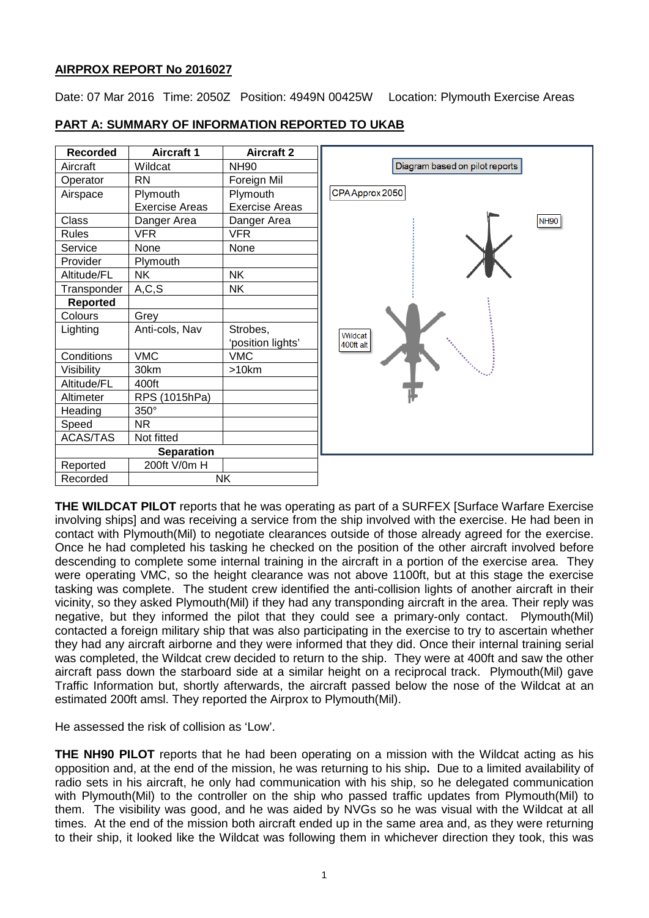## AIRPROX REPORT No 2016027

Date: 07 Mar 2016 Time: 2050Z Position: 4949N 00425W Location: Plymouth Exercise Areas

## PART A: SUMMARY OF INFORMATION REPORTED TO UKAB

| Recorded | Aircraft 1 | Aircraft 2 |
|---|---|---|
| Aircraft | Wildcat | NH90 |
| Operator | RN | Foreign Mil |
| Airspace | Plymouth Exercise Areas | Plymouth Exercise Areas |
| Class | Danger Area | Danger Area |
| Rules | VFR | VFR |
| Service | None | None |
| Provider | Plymouth | |
| Altitude/FL | NK | NK |
| Transponder | A,C,S | NK |
| **Reported** | | |
| Colours | Grey | |
| Lighting | Anti-cols, Nav | Strobes, 'position lights' |
| Conditions | VMC | VMC |
| Visibility | 30km | >10km |
| Altitude/FL | 400ft | |
| Altimeter | RPS (1015hPa) | |
| Heading | 350° | |
| Speed | NR | |
| ACAS/TAS | Not fitted | |
| **Separation** | | |
| Reported | 200ft V/0m H | |
| Recorded | NK | |

Diagram based on pilot reports

CPA Approx 2050

NH90

Wildcat 400ft alt

**THE WILDCAT PILOT** reports that he was operating as part of a SURFEX [Surface Warfare Exercise involving ships] and was receiving a service from the ship involved with the exercise. He had been in contact with Plymouth(Mil) to negotiate clearances outside of those already agreed for the exercise. Once he had completed his tasking he checked on the position of the other aircraft involved before descending to complete some internal training in the aircraft in a portion of the exercise area. They were operating VMC, so the height clearance was not above 1100ft, but at this stage the exercise tasking was complete. The student crew identified the anti-collision lights of another aircraft in their vicinity, so they asked Plymouth(Mil) if they had any transponding aircraft in the area. Their reply was negative, but they informed the pilot that they could see a primary-only contact. Plymouth(Mil) contacted a foreign military ship that was also participating in the exercise to try to ascertain whether they had any aircraft airborne and they were informed that they did. Once their internal training serial was completed, the Wildcat crew decided to return to the ship. They were at 400ft and saw the other aircraft pass down the starboard side at a similar height on a reciprocal track. Plymouth(Mil) gave Traffic Information but, shortly afterwards, the aircraft passed below the nose of the Wildcat at an estimated 200ft amsl. They reported the Airprox to Plymouth(Mil).

He assessed the risk of collision as 'Low'.

**THE NH90 PILOT** reports that he had been operating on a mission with the Wildcat acting as his opposition and, at the end of the mission, he was returning to his ship**.** Due to a limited availability of radio sets in his aircraft, he only had communication with his ship, so he delegated communication with Plymouth(Mil) to the controller on the ship who passed traffic updates from Plymouth(Mil) to them. The visibility was good, and he was aided by NVGs so he was visual with the Wildcat at all times. At the end of the mission both aircraft ended up in the same area and, as they were returning to their ship, it looked like the Wildcat was following them in whichever direction they took, this was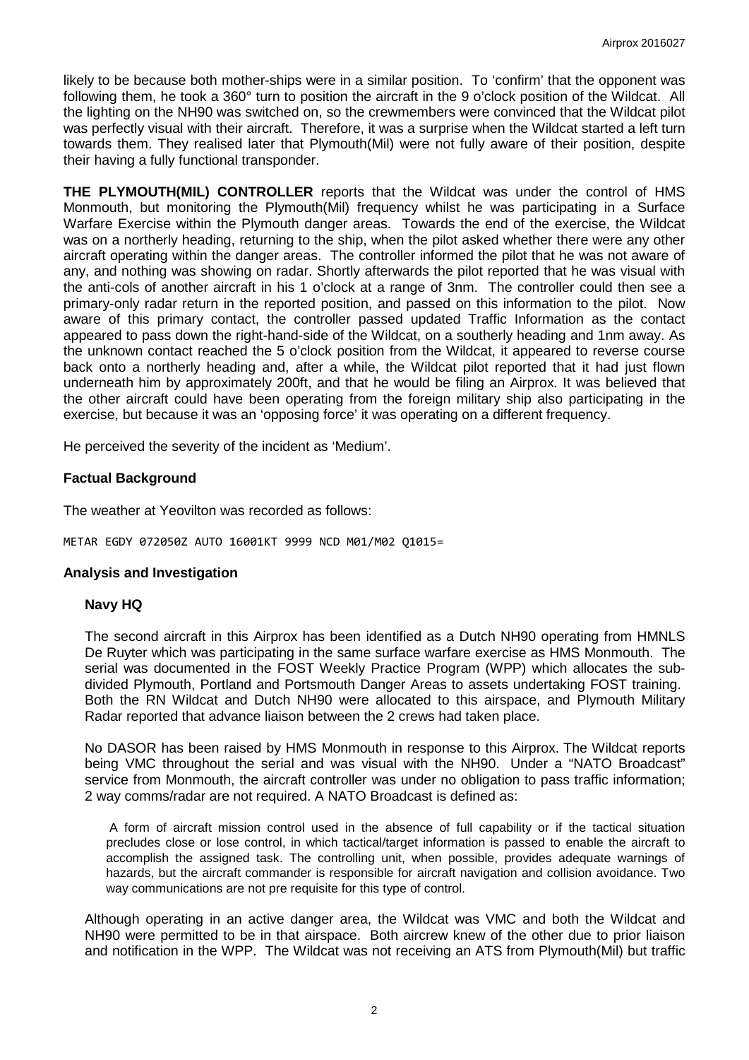likely to be because both mother-ships were in a similar position. To 'confirm' that the opponent was following them, he took a 360° turn to position the aircraft in the 9 o'clock position of the Wildcat. All the lighting on the NH90 was switched on, so the crewmembers were convinced that the Wildcat pilot was perfectly visual with their aircraft. Therefore, it was a surprise when the Wildcat started a left turn towards them. They realised later that Plymouth(Mil) were not fully aware of their position, despite their having a fully functional transponder.

**THE PLYMOUTH(MIL) CONTROLLER** reports that the Wildcat was under the control of HMS Monmouth, but monitoring the Plymouth(Mil) frequency whilst he was participating in a Surface Warfare Exercise within the Plymouth danger areas. Towards the end of the exercise, the Wildcat was on a northerly heading, returning to the ship, when the pilot asked whether there were any other aircraft operating within the danger areas. The controller informed the pilot that he was not aware of any, and nothing was showing on radar. Shortly afterwards the pilot reported that he was visual with the anti-cols of another aircraft in his 1 o'clock at a range of 3nm. The controller could then see a primary-only radar return in the reported position, and passed on this information to the pilot. Now aware of this primary contact, the controller passed updated Traffic Information as the contact appeared to pass down the right-hand-side of the Wildcat, on a southerly heading and 1nm away. As the unknown contact reached the 5 o'clock position from the Wildcat, it appeared to reverse course back onto a northerly heading and, after a while, the Wildcat pilot reported that it had just flown underneath him by approximately 200ft, and that he would be filing an Airprox. It was believed that the other aircraft could have been operating from the foreign military ship also participating in the exercise, but because it was an 'opposing force' it was operating on a different frequency.

He perceived the severity of the incident as 'Medium'.

### Factual Background

The weather at Yeovilton was recorded as follows:

```
METAR EGDY 072050Z AUTO 16001KT 9999 NCD M01/M02 Q1015=
```

### Analysis and Investigation

#### Navy HQ

The second aircraft in this Airprox has been identified as a Dutch NH90 operating from HMNLS De Ruyter which was participating in the same surface warfare exercise as HMS Monmouth. The serial was documented in the FOST Weekly Practice Program (WPP) which allocates the sub-divided Plymouth, Portland and Portsmouth Danger Areas to assets undertaking FOST training. Both the RN Wildcat and Dutch NH90 were allocated to this airspace, and Plymouth Military Radar reported that advance liaison between the 2 crews had taken place.

No DASOR has been raised by HMS Monmouth in response to this Airprox. The Wildcat reports being VMC throughout the serial and was visual with the NH90. Under a "NATO Broadcast" service from Monmouth, the aircraft controller was under no obligation to pass traffic information; 2 way comms/radar are not required. A NATO Broadcast is defined as:

> A form of aircraft mission control used in the absence of full capability or if the tactical situation precludes close or lose control, in which tactical/target information is passed to enable the aircraft to accomplish the assigned task. The controlling unit, when possible, provides adequate warnings of hazards, but the aircraft commander is responsible for aircraft navigation and collision avoidance. Two way communications are not pre requisite for this type of control.

Although operating in an active danger area, the Wildcat was VMC and both the Wildcat and NH90 were permitted to be in that airspace. Both aircrew knew of the other due to prior liaison and notification in the WPP. The Wildcat was not receiving an ATS from Plymouth(Mil) but traffic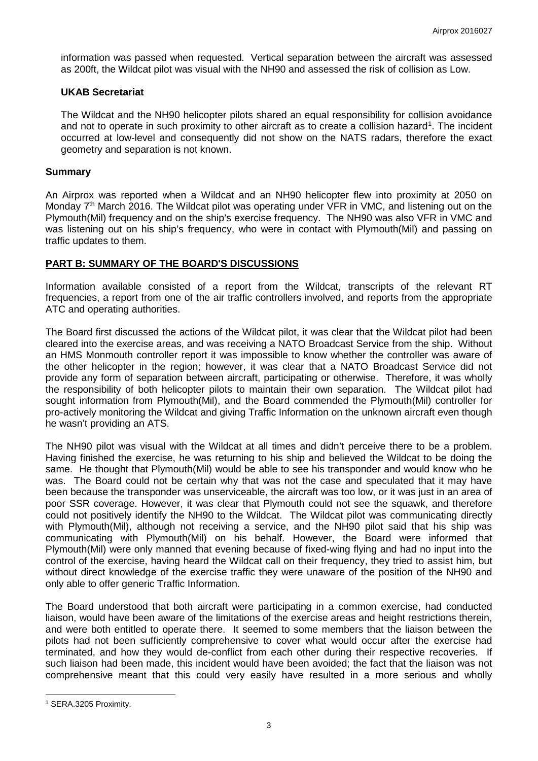information was passed when requested. Vertical separation between the aircraft was assessed as 200ft, the Wildcat pilot was visual with the NH90 and assessed the risk of collision as Low.

### UKAB Secretariat

The Wildcat and the NH90 helicopter pilots shared an equal responsibility for collision avoidance and not to operate in such proximity to other aircraft as to create a collision hazard[1]. The incident occurred at low-level and consequently did not show on the NATS radars, therefore the exact geometry and separation is not known.

## Summary

An Airprox was reported when a Wildcat and an NH90 helicopter flew into proximity at 2050 on Monday 7th March 2016. The Wildcat pilot was operating under VFR in VMC, and listening out on the Plymouth(Mil) frequency and on the ship's exercise frequency. The NH90 was also VFR in VMC and was listening out on his ship's frequency, who were in contact with Plymouth(Mil) and passing on traffic updates to them.

## PART B: SUMMARY OF THE BOARD'S DISCUSSIONS

Information available consisted of a report from the Wildcat, transcripts of the relevant RT frequencies, a report from one of the air traffic controllers involved, and reports from the appropriate ATC and operating authorities.

The Board first discussed the actions of the Wildcat pilot, it was clear that the Wildcat pilot had been cleared into the exercise areas, and was receiving a NATO Broadcast Service from the ship. Without an HMS Monmouth controller report it was impossible to know whether the controller was aware of the other helicopter in the region; however, it was clear that a NATO Broadcast Service did not provide any form of separation between aircraft, participating or otherwise. Therefore, it was wholly the responsibility of both helicopter pilots to maintain their own separation. The Wildcat pilot had sought information from Plymouth(Mil), and the Board commended the Plymouth(Mil) controller for pro-actively monitoring the Wildcat and giving Traffic Information on the unknown aircraft even though he wasn't providing an ATS.

The NH90 pilot was visual with the Wildcat at all times and didn't perceive there to be a problem. Having finished the exercise, he was returning to his ship and believed the Wildcat to be doing the same. He thought that Plymouth(Mil) would be able to see his transponder and would know who he was. The Board could not be certain why that was not the case and speculated that it may have been because the transponder was unserviceable, the aircraft was too low, or it was just in an area of poor SSR coverage. However, it was clear that Plymouth could not see the squawk, and therefore could not positively identify the NH90 to the Wildcat. The Wildcat pilot was communicating directly with Plymouth(Mil), although not receiving a service, and the NH90 pilot said that his ship was communicating with Plymouth(Mil) on his behalf. However, the Board were informed that Plymouth(Mil) were only manned that evening because of fixed-wing flying and had no input into the control of the exercise, having heard the Wildcat call on their frequency, they tried to assist him, but without direct knowledge of the exercise traffic they were unaware of the position of the NH90 and only able to offer generic Traffic Information.

The Board understood that both aircraft were participating in a common exercise, had conducted liaison, would have been aware of the limitations of the exercise areas and height restrictions therein, and were both entitled to operate there. It seemed to some members that the liaison between the pilots had not been sufficiently comprehensive to cover what would occur after the exercise had terminated, and how they would de-conflict from each other during their respective recoveries. If such liaison had been made, this incident would have been avoided; the fact that the liaison was not comprehensive meant that this could very easily have resulted in a more serious and wholly

---

[1] SERA.3205 Proximity.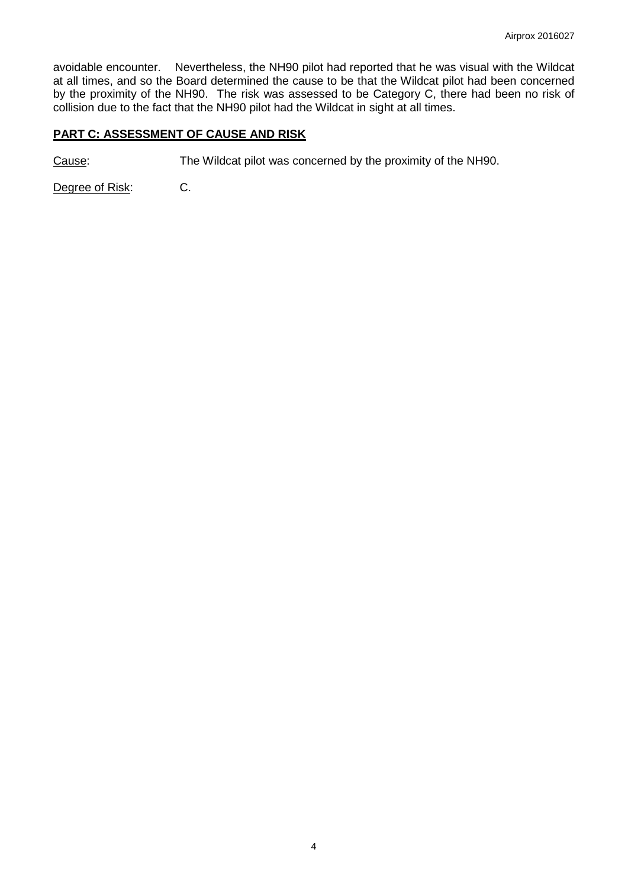avoidable encounter. Nevertheless, the NH90 pilot had reported that he was visual with the Wildcat at all times, and so the Board determined the cause to be that the Wildcat pilot had been concerned by the proximity of the NH90. The risk was assessed to be Category C, there had been no risk of collision due to the fact that the NH90 pilot had the Wildcat in sight at all times.

## PART C: ASSESSMENT OF CAUSE AND RISK

Cause: The Wildcat pilot was concerned by the proximity of the NH90.

Degree of Risk: C.